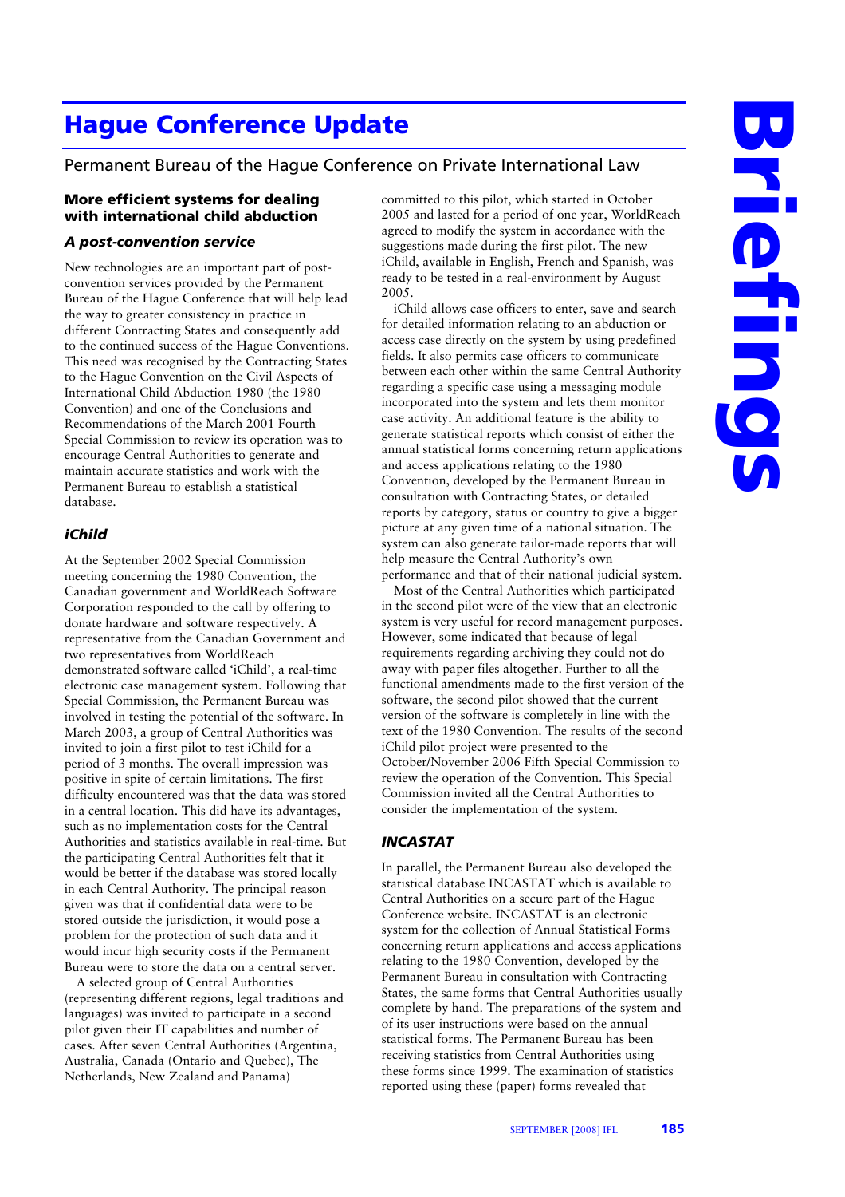# Hague Conference Update

Permanent Bureau of the Hague Conference on Private International Law

## More efficient systems for dealing with international child abduction

### *A post-convention service*

New technologies are an important part of post-convention services provided by the Permanent Bureau of the Hague Conference that will help lead the way to greater consistency in practice in different Contracting States and consequently add to the continued success of the Hague Conventions. This need was recognised by the Contracting States to the Hague Convention on the Civil Aspects of International Child Abduction 1980 (the 1980 Convention) and one of the Conclusions and Recommendations of the March 2001 Fourth Special Commission to review its operation was to encourage Central Authorities to generate and maintain accurate statistics and work with the Permanent Bureau to establish a statistical database.

### *iChild*

At the September 2002 Special Commission meeting concerning the 1980 Convention, the Canadian government and WorldReach Software Corporation responded to the call by offering to donate hardware and software respectively. A representative from the Canadian Government and two representatives from WorldReach demonstrated software called 'iChild', a real-time electronic case management system. Following that Special Commission, the Permanent Bureau was involved in testing the potential of the software. In March 2003, a group of Central Authorities was invited to join a first pilot to test iChild for a period of 3 months. The overall impression was positive in spite of certain limitations. The first difficulty encountered was that the data was stored in a central location. This did have its advantages, such as no implementation costs for the Central Authorities and statistics available in real-time. But the participating Central Authorities felt that it would be better if the database was stored locally in each Central Authority. The principal reason given was that if confidential data were to be stored outside the jurisdiction, it would pose a problem for the protection of such data and it would incur high security costs if the Permanent Bureau were to store the data on a central server.

A selected group of Central Authorities (representing different regions, legal traditions and languages) was invited to participate in a second pilot given their IT capabilities and number of cases. After seven Central Authorities (Argentina, Australia, Canada (Ontario and Quebec), The Netherlands, New Zealand and Panama) committed to this pilot, which started in October 2005 and lasted for a period of one year, WorldReach agreed to modify the system in accordance with the suggestions made during the first pilot. The new iChild, available in English, French and Spanish, was ready to be tested in a real-environment by August 2005.

iChild allows case officers to enter, save and search for detailed information relating to an abduction or access case directly on the system by using predefined fields. It also permits case officers to communicate between each other within the same Central Authority regarding a specific case using a messaging module incorporated into the system and lets them monitor case activity. An additional feature is the ability to generate statistical reports which consist of either the annual statistical forms concerning return applications and access applications relating to the 1980 Convention, developed by the Permanent Bureau in consultation with Contracting States, or detailed reports by category, status or country to give a bigger picture at any given time of a national situation. The system can also generate tailor-made reports that will help measure the Central Authority's own performance and that of their national judicial system.

Most of the Central Authorities which participated in the second pilot were of the view that an electronic system is very useful for record management purposes. However, some indicated that because of legal requirements regarding archiving they could not do away with paper files altogether. Further to all the functional amendments made to the first version of the software, the second pilot showed that the current version of the software is completely in line with the text of the 1980 Convention. The results of the second iChild pilot project were presented to the October/November 2006 Fifth Special Commission to review the operation of the Convention. This Special Commission invited all the Central Authorities to consider the implementation of the system.

### *INCASTAT*

In parallel, the Permanent Bureau also developed the statistical database INCASTAT which is available to Central Authorities on a secure part of the Hague Conference website. INCASTAT is an electronic system for the collection of Annual Statistical Forms concerning return applications and access applications relating to the 1980 Convention, developed by the Permanent Bureau in consultation with Contracting States, the same forms that Central Authorities usually complete by hand. The preparations of the system and of its user instructions were based on the annual statistical forms. The Permanent Bureau has been receiving statistics from Central Authorities using these forms since 1999. The examination of statistics reported using these (paper) forms revealed that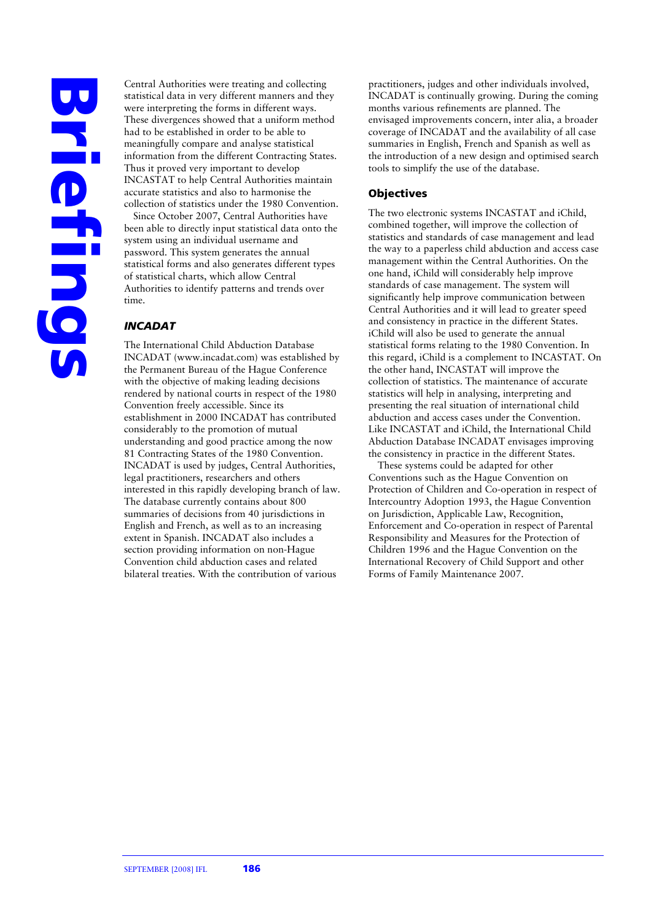Central Authorities were treating and collecting statistical data in very different manners and they were interpreting the forms in different ways. These divergences showed that a uniform method had to be established in order to be able to meaningfully compare and analyse statistical information from the different Contracting States. Thus it proved very important to develop INCASTAT to help Central Authorities maintain accurate statistics and also to harmonise the collection of statistics under the 1980 Convention.

Since October 2007, Central Authorities have been able to directly input statistical data onto the system using an individual username and password. This system generates the annual statistical forms and also generates different types of statistical charts, which allow Central Authorities to identify patterns and trends over time.

### *INCADAT*

The International Child Abduction Database INCADAT (www.incadat.com) was established by the Permanent Bureau of the Hague Conference with the objective of making leading decisions rendered by national courts in respect of the 1980 Convention freely accessible. Since its establishment in 2000 INCADAT has contributed considerably to the promotion of mutual understanding and good practice among the now 81 Contracting States of the 1980 Convention. INCADAT is used by judges, Central Authorities, legal practitioners, researchers and others interested in this rapidly developing branch of law. The database currently contains about 800 summaries of decisions from 40 jurisdictions in English and French, as well as to an increasing extent in Spanish. INCADAT also includes a section providing information on non-Hague Convention child abduction cases and related bilateral treaties. With the contribution of various practitioners, judges and other individuals involved, INCADAT is continually growing. During the coming months various refinements are planned. The envisaged improvements concern, inter alia, a broader coverage of INCADAT and the availability of all case summaries in English, French and Spanish as well as the introduction of a new design and optimised search tools to simplify the use of the database.

### Objectives

The two electronic systems INCASTAT and iChild, combined together, will improve the collection of statistics and standards of case management and lead the way to a paperless child abduction and access case management within the Central Authorities. On the one hand, iChild will considerably help improve standards of case management. The system will significantly help improve communication between Central Authorities and it will lead to greater speed and consistency in practice in the different States. iChild will also be used to generate the annual statistical forms relating to the 1980 Convention. In this regard, iChild is a complement to INCASTAT. On the other hand, INCASTAT will improve the collection of statistics. The maintenance of accurate statistics will help in analysing, interpreting and presenting the real situation of international child abduction and access cases under the Convention. Like INCASTAT and iChild, the International Child Abduction Database INCADAT envisages improving the consistency in practice in the different States.

These systems could be adapted for other Conventions such as the Hague Convention on Protection of Children and Co-operation in respect of Intercountry Adoption 1993, the Hague Convention on Jurisdiction, Applicable Law, Recognition, Enforcement and Co-operation in respect of Parental Responsibility and Measures for the Protection of Children 1996 and the Hague Convention on the International Recovery of Child Support and other Forms of Family Maintenance 2007.